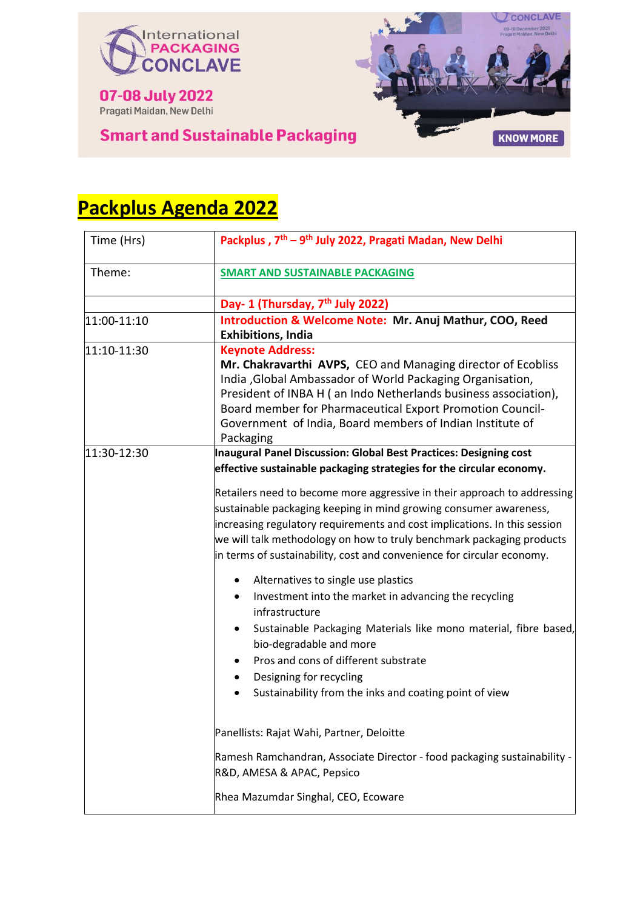International PACKAGING CONCLAVE

07-08 July 2022
Pragati Maidan, New Delhi

Smart and Sustainable Packaging

KNOW MORE

# Packplus Agenda 2022

| Time (Hrs) | Packplus , 7th – 9th July 2022, Pragati Madan, New Delhi |
|---|---|
| Theme: | SMART AND SUSTAINABLE PACKAGING |
| | Day- 1 (Thursday, 7th July 2022) |
| 11:00-11:10 | Introduction & Welcome Note: **Mr. Anuj Mathur, COO, Reed Exhibitions, India** |
| 11:10-11:30 | Keynote Address:<br>**Mr. Chakravarthi AVPS,** CEO and Managing director of Ecobliss India ,Global Ambassador of World Packaging Organisation, President of INBA H ( an Indo Netherlands business association), Board member for Pharmaceutical Export Promotion Council- Government of India, Board members of Indian Institute of Packaging |
| 11:30-12:30 | **Inaugural Panel Discussion: Global Best Practices: Designing cost effective sustainable packaging strategies for the circular economy.**<br><br>Retailers need to become more aggressive in their approach to addressing sustainable packaging keeping in mind growing consumer awareness, increasing regulatory requirements and cost implications. In this session we will talk methodology on how to truly benchmark packaging products in terms of sustainability, cost and convenience for circular economy.<br><br>• Alternatives to single use plastics<br>• Investment into the market in advancing the recycling infrastructure<br>• Sustainable Packaging Materials like mono material, fibre based, bio-degradable and more<br>• Pros and cons of different substrate<br>• Designing for recycling<br>• Sustainability from the inks and coating point of view<br><br>Panellists: Rajat Wahi, Partner, Deloitte<br><br>Ramesh Ramchandran, Associate Director - food packaging sustainability - R&D, AMESA & APAC, Pepsico<br><br>Rhea Mazumdar Singhal, CEO, Ecoware |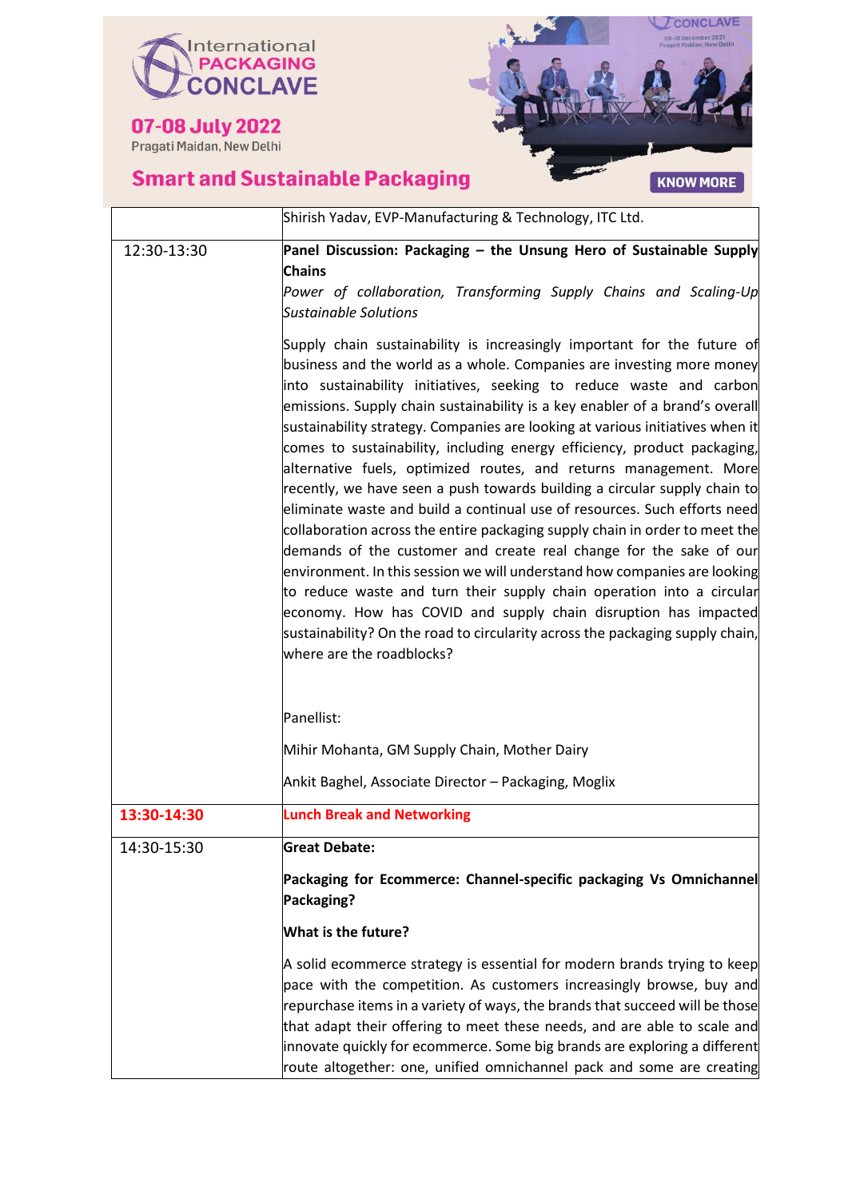| | |
|---|---|
| | Shirish Yadav, EVP-Manufacturing & Technology, ITC Ltd. |
| 12:30-13:30 | **Panel Discussion: Packaging – the Unsung Hero of Sustainable Supply Chains**<br>*Power of collaboration, Transforming Supply Chains and Scaling-Up Sustainable Solutions*<br><br>Supply chain sustainability is increasingly important for the future of business and the world as a whole. Companies are investing more money into sustainability initiatives, seeking to reduce waste and carbon emissions. Supply chain sustainability is a key enabler of a brand's overall sustainability strategy. Companies are looking at various initiatives when it comes to sustainability, including energy efficiency, product packaging, alternative fuels, optimized routes, and returns management. More recently, we have seen a push towards building a circular supply chain to eliminate waste and build a continual use of resources. Such efforts need collaboration across the entire packaging supply chain in order to meet the demands of the customer and create real change for the sake of our environment. In this session we will understand how companies are looking to reduce waste and turn their supply chain operation into a circular economy. How has COVID and supply chain disruption has impacted sustainability? On the road to circularity across the packaging supply chain, where are the roadblocks?<br><br>Panellist:<br><br>Mihir Mohanta, GM Supply Chain, Mother Dairy<br><br>Ankit Baghel, Associate Director – Packaging, Moglix |
| **13:30-14:30** | **Lunch Break and Networking** |
| 14:30-15:30 | **Great Debate:**<br><br>**Packaging for Ecommerce: Channel-specific packaging Vs Omnichannel Packaging?**<br><br>**What is the future?**<br><br>A solid ecommerce strategy is essential for modern brands trying to keep pace with the competition. As customers increasingly browse, buy and repurchase items in a variety of ways, the brands that succeed will be those that adapt their offering to meet these needs, and are able to scale and innovate quickly for ecommerce. Some big brands are exploring a different route altogether: one, unified omnichannel pack and some are creating |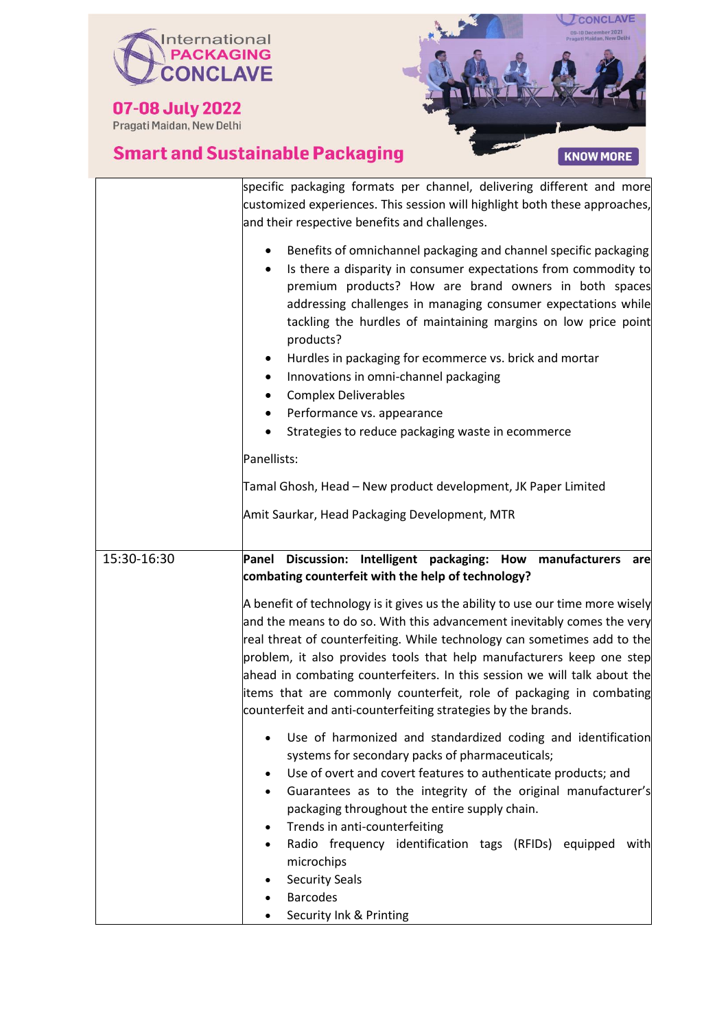| | |
|---|---|
| | specific packaging formats per channel, delivering different and more customized experiences. This session will highlight both these approaches, and their respective benefits and challenges.<br><br>• Benefits of omnichannel packaging and channel specific packaging<br>• Is there a disparity in consumer expectations from commodity to premium products? How are brand owners in both spaces addressing challenges in managing consumer expectations while tackling the hurdles of maintaining margins on low price point products?<br>• Hurdles in packaging for ecommerce vs. brick and mortar<br>• Innovations in omni-channel packaging<br>• Complex Deliverables<br>• Performance vs. appearance<br>• Strategies to reduce packaging waste in ecommerce<br><br>Panellists:<br><br>Tamal Ghosh, Head – New product development, JK Paper Limited<br><br>Amit Saurkar, Head Packaging Development, MTR |
| 15:30-16:30 | **Panel Discussion: Intelligent packaging: How manufacturers are combating counterfeit with the help of technology?**<br><br>A benefit of technology is it gives us the ability to use our time more wisely and the means to do so. With this advancement inevitably comes the very real threat of counterfeiting. While technology can sometimes add to the problem, it also provides tools that help manufacturers keep one step ahead in combating counterfeiters. In this session we will talk about the items that are commonly counterfeit, role of packaging in combating counterfeit and anti-counterfeiting strategies by the brands.<br><br>• Use of harmonized and standardized coding and identification systems for secondary packs of pharmaceuticals;<br>• Use of overt and covert features to authenticate products; and<br>• Guarantees as to the integrity of the original manufacturer's packaging throughout the entire supply chain.<br>• Trends in anti-counterfeiting<br>• Radio frequency identification tags (RFIDs) equipped with microchips<br>• Security Seals<br>• Barcodes<br>• Security Ink & Printing |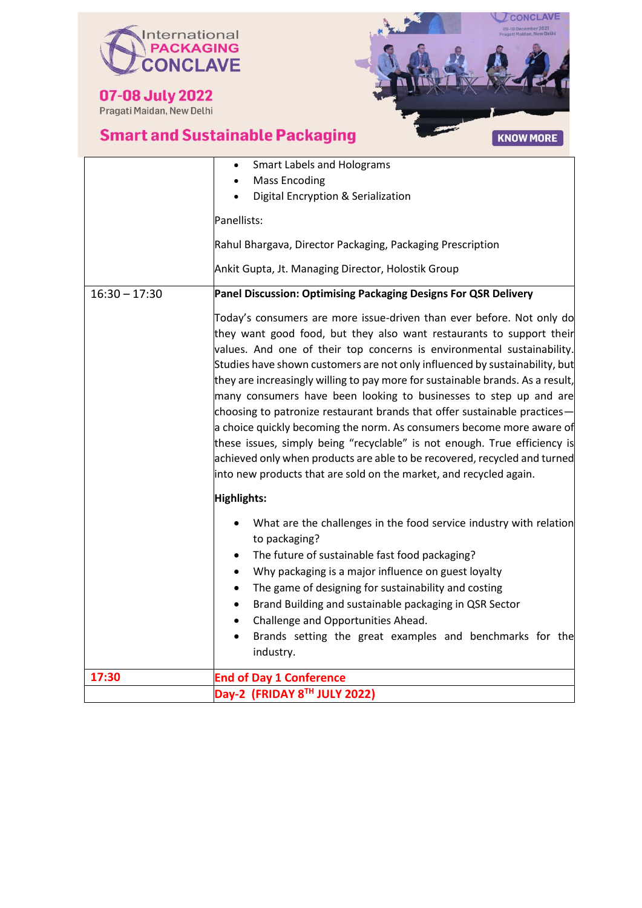| | |
|---|---|
| | • Smart Labels and Holograms<br>• Mass Encoding<br>• Digital Encryption & Serialization<br><br>Panellists:<br><br>Rahul Bhargava, Director Packaging, Packaging Prescription<br><br>Ankit Gupta, Jt. Managing Director, Holostik Group |
| 16:30 – 17:30 | **Panel Discussion: Optimising Packaging Designs For QSR Delivery**<br><br>Today's consumers are more issue-driven than ever before. Not only do they want good food, but they also want restaurants to support their values. And one of their top concerns is environmental sustainability. Studies have shown customers are not only influenced by sustainability, but they are increasingly willing to pay more for sustainable brands. As a result, many consumers have been looking to businesses to step up and are choosing to patronize restaurant brands that offer sustainable practices—a choice quickly becoming the norm. As consumers become more aware of these issues, simply being "recyclable" is not enough. True efficiency is achieved only when products are able to be recovered, recycled and turned into new products that are sold on the market, and recycled again.<br><br>**Highlights:**<br><br>• What are the challenges in the food service industry with relation to packaging?<br>• The future of sustainable fast food packaging?<br>• Why packaging is a major influence on guest loyalty<br>• The game of designing for sustainability and costing<br>• Brand Building and sustainable packaging in QSR Sector<br>• Challenge and Opportunities Ahead.<br>• Brands setting the great examples and benchmarks for the industry. |
| **17:30** | **End of Day 1 Conference** |
| | **Day-2 (FRIDAY 8TH JULY 2022)** |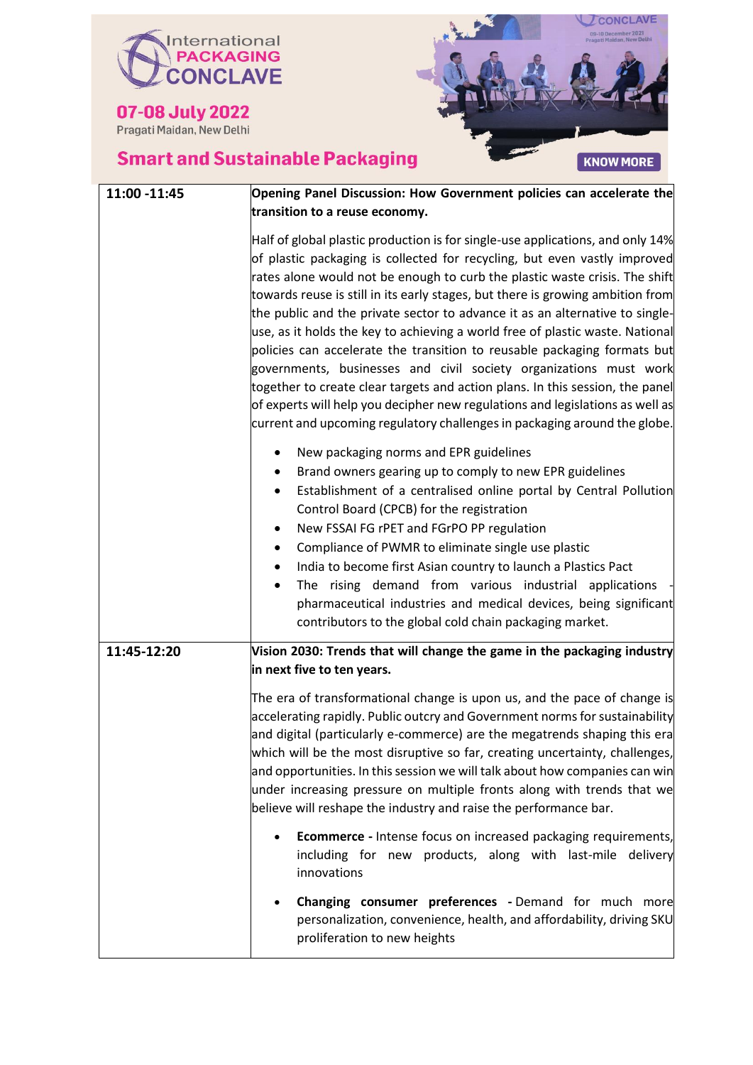| Time | Session |
|---|---|
| 11:00 -11:45 | **Opening Panel Discussion: How Government policies can accelerate the transition to a reuse economy.**<br><br>Half of global plastic production is for single-use applications, and only 14% of plastic packaging is collected for recycling, but even vastly improved rates alone would not be enough to curb the plastic waste crisis. The shift towards reuse is still in its early stages, but there is growing ambition from the public and the private sector to advance it as an alternative to single-use, as it holds the key to achieving a world free of plastic waste. National policies can accelerate the transition to reusable packaging formats but governments, businesses and civil society organizations must work together to create clear targets and action plans. In this session, the panel of experts will help you decipher new regulations and legislations as well as current and upcoming regulatory challenges in packaging around the globe.<br><br>• New packaging norms and EPR guidelines<br>• Brand owners gearing up to comply to new EPR guidelines<br>• Establishment of a centralised online portal by Central Pollution Control Board (CPCB) for the registration<br>• New FSSAI FG rPET and FGrPO PP regulation<br>• Compliance of PWMR to eliminate single use plastic<br>• India to become first Asian country to launch a Plastics Pact<br>• The rising demand from various industrial applications - pharmaceutical industries and medical devices, being significant contributors to the global cold chain packaging market. |
| 11:45-12:20 | **Vision 2030: Trends that will change the game in the packaging industry in next five to ten years.**<br><br>The era of transformational change is upon us, and the pace of change is accelerating rapidly. Public outcry and Government norms for sustainability and digital (particularly e-commerce) are the megatrends shaping this era which will be the most disruptive so far, creating uncertainty, challenges, and opportunities. In this session we will talk about how companies can win under increasing pressure on multiple fronts along with trends that we believe will reshape the industry and raise the performance bar.<br><br>• **Ecommerce -** Intense focus on increased packaging requirements, including for new products, along with last-mile delivery innovations<br><br>• **Changing consumer preferences -** Demand for much more personalization, convenience, health, and affordability, driving SKU proliferation to new heights |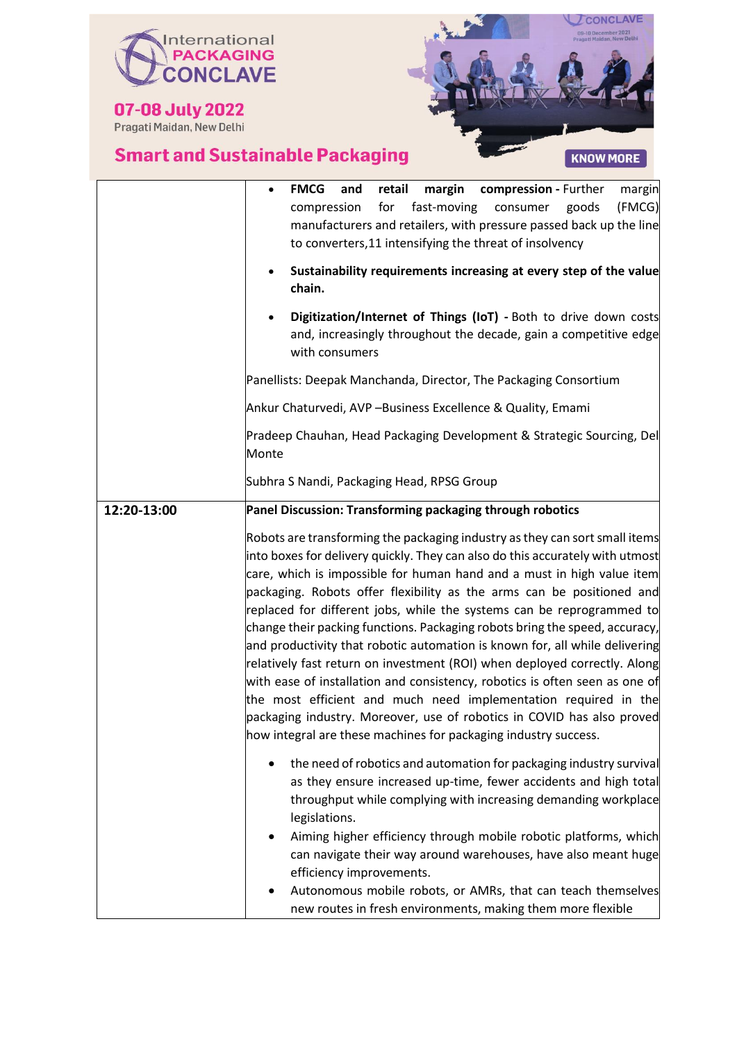| | |
|---|---|
| | • **FMCG and retail margin compression -** Further margin compression for fast-moving consumer goods (FMCG) manufacturers and retailers, with pressure passed back up the line to converters,11 intensifying the threat of insolvency<br><br>• **Sustainability requirements increasing at every step of the value chain.**<br><br>• **Digitization/Internet of Things (IoT) -** Both to drive down costs and, increasingly throughout the decade, gain a competitive edge with consumers<br><br>Panellists: Deepak Manchanda, Director, The Packaging Consortium<br><br>Ankur Chaturvedi, AVP –Business Excellence & Quality, Emami<br><br>Pradeep Chauhan, Head Packaging Development & Strategic Sourcing, Del Monte<br><br>Subhra S Nandi, Packaging Head, RPSG Group |
| **12:20-13:00** | **Panel Discussion: Transforming packaging through robotics**<br><br>Robots are transforming the packaging industry as they can sort small items into boxes for delivery quickly. They can also do this accurately with utmost care, which is impossible for human hand and a must in high value item packaging. Robots offer flexibility as the arms can be positioned and replaced for different jobs, while the systems can be reprogrammed to change their packing functions. Packaging robots bring the speed, accuracy, and productivity that robotic automation is known for, all while delivering relatively fast return on investment (ROI) when deployed correctly. Along with ease of installation and consistency, robotics is often seen as one of the most efficient and much need implementation required in the packaging industry. Moreover, use of robotics in COVID has also proved how integral are these machines for packaging industry success.<br><br>• the need of robotics and automation for packaging industry survival as they ensure increased up-time, fewer accidents and high total throughput while complying with increasing demanding workplace legislations.<br>• Aiming higher efficiency through mobile robotic platforms, which can navigate their way around warehouses, have also meant huge efficiency improvements.<br>• Autonomous mobile robots, or AMRs, that can teach themselves new routes in fresh environments, making them more flexible |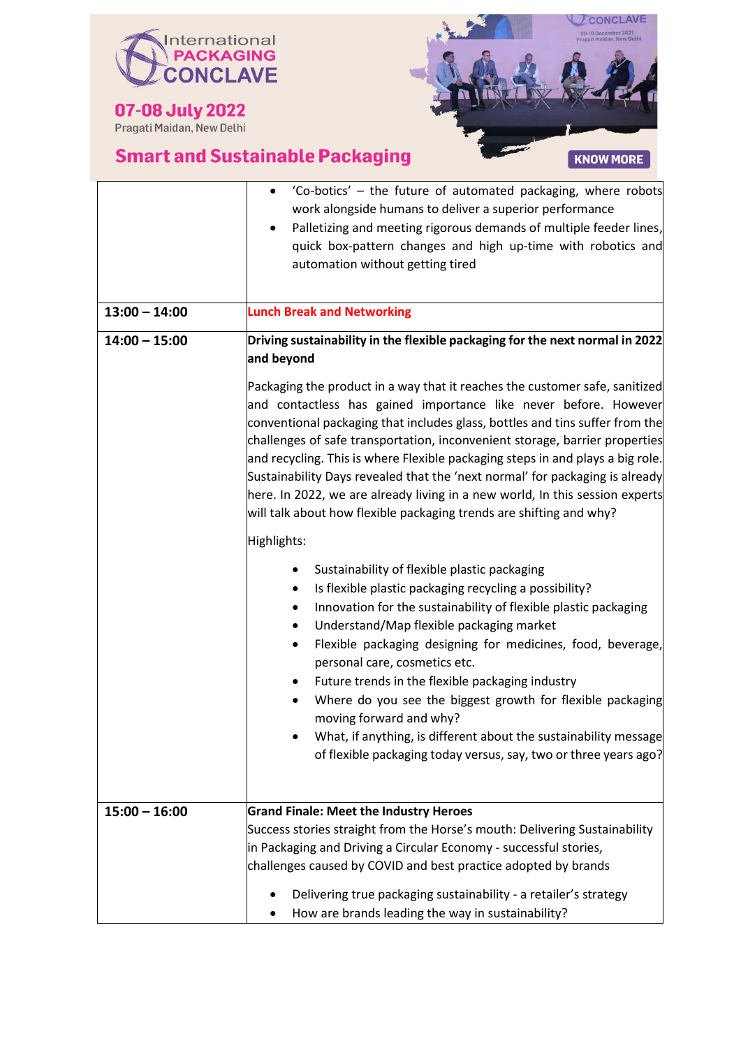| | |
|---|---|
| | • 'Co-botics' – the future of automated packaging, where robots work alongside humans to deliver a superior performance<br>• Palletizing and meeting rigorous demands of multiple feeder lines, quick box-pattern changes and high up-time with robotics and automation without getting tired |
| **13:00 – 14:00** | **Lunch Break and Networking** |
| **14:00 – 15:00** | **Driving sustainability in the flexible packaging for the next normal in 2022 and beyond**<br><br>Packaging the product in a way that it reaches the customer safe, sanitized and contactless has gained importance like never before. However conventional packaging that includes glass, bottles and tins suffer from the challenges of safe transportation, inconvenient storage, barrier properties and recycling. This is where Flexible packaging steps in and plays a big role. Sustainability Days revealed that the 'next normal' for packaging is already here. In 2022, we are already living in a new world, In this session experts will talk about how flexible packaging trends are shifting and why?<br><br>Highlights:<br><br>• Sustainability of flexible plastic packaging<br>• Is flexible plastic packaging recycling a possibility?<br>• Innovation for the sustainability of flexible plastic packaging<br>• Understand/Map flexible packaging market<br>• Flexible packaging designing for medicines, food, beverage, personal care, cosmetics etc.<br>• Future trends in the flexible packaging industry<br>• Where do you see the biggest growth for flexible packaging moving forward and why?<br>• What, if anything, is different about the sustainability message of flexible packaging today versus, say, two or three years ago? |
| **15:00 – 16:00** | **Grand Finale: Meet the Industry Heroes**<br>Success stories straight from the Horse's mouth: Delivering Sustainability in Packaging and Driving a Circular Economy - successful stories, challenges caused by COVID and best practice adopted by brands<br><br>• Delivering true packaging sustainability - a retailer's strategy<br>• How are brands leading the way in sustainability? |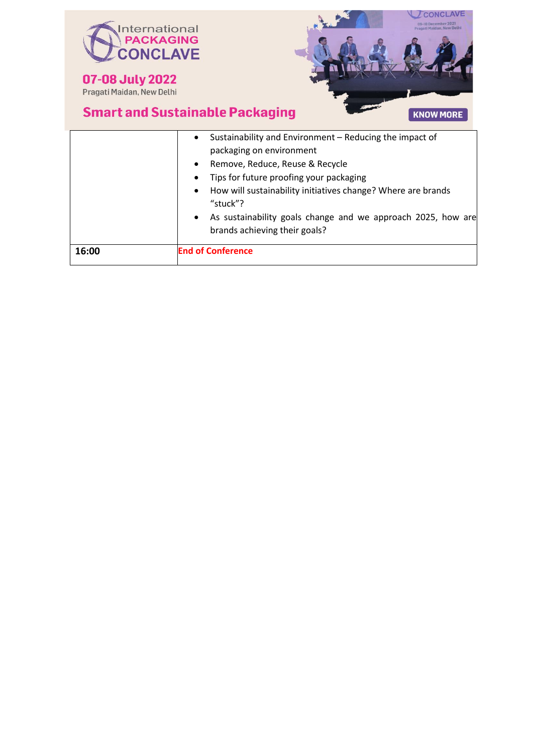| | |
|---|---|
| | • Sustainability and Environment – Reducing the impact of packaging on environment<br>• Remove, Reduce, Reuse & Recycle<br>• Tips for future proofing your packaging<br>• How will sustainability initiatives change? Where are brands “stuck”?<br>• As sustainability goals change and we approach 2025, how are brands achieving their goals? |
| **16:00** | **End of Conference** |